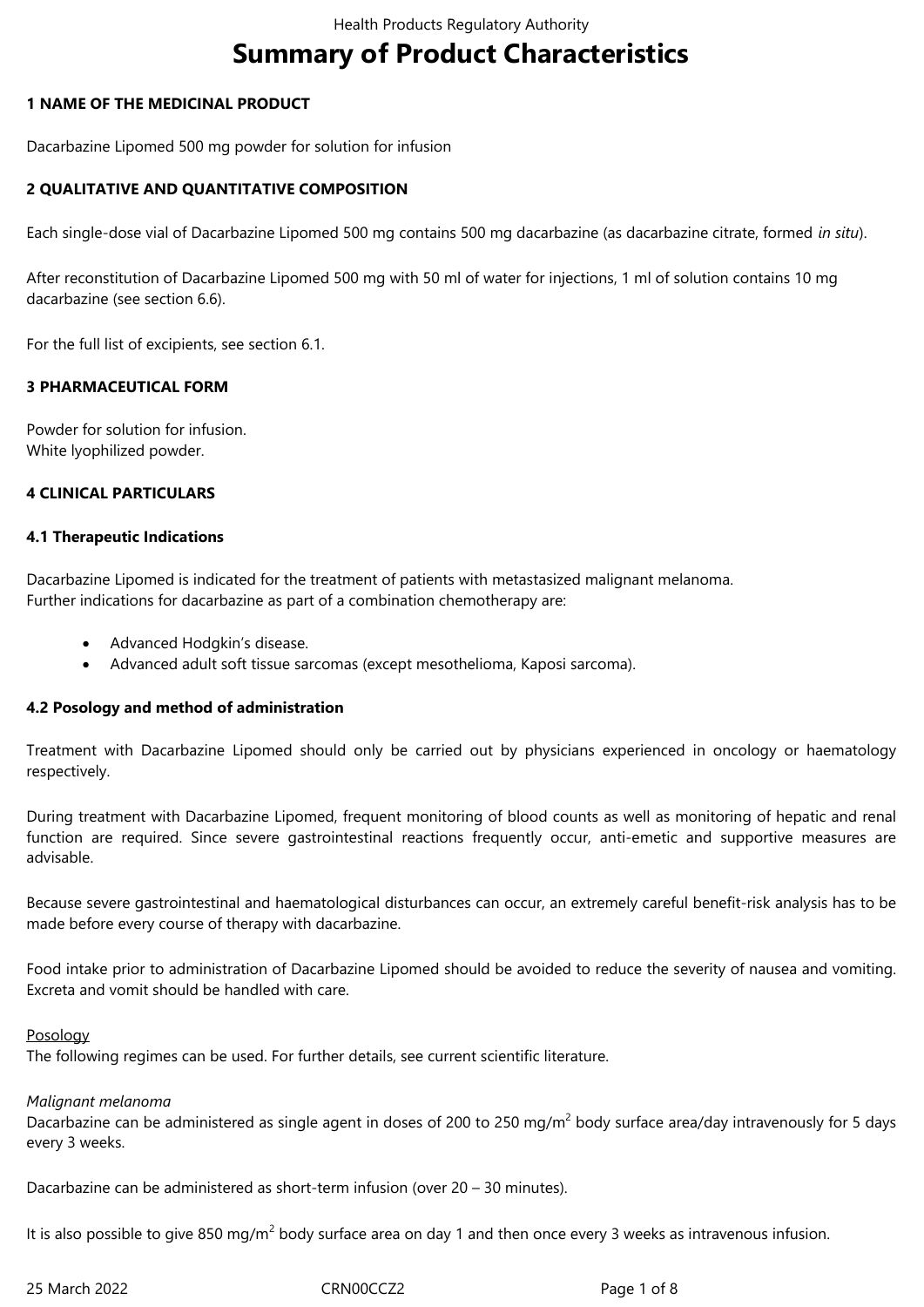# Summary of Product Characteristics

## 1 NAME OF THE MEDICINAL PRODUCT

Dacarbazine Lipomed 500 mg powder for solution for infusion

## 2 QUALITATIVE AND QUANTITATIVE COMPOSITION

Each single-dose vial of Dacarbazine Lipomed 500 mg contains 500 mg dacarbazine (as dacarbazine citrate, formed *in situ*).

After reconstitution of Dacarbazine Lipomed 500 mg with 50 ml of water for injections, 1 ml of solution contains 10 mg dacarbazine (see section 6.6).

For the full list of excipients, see section 6.1.

## 3 PHARMACEUTICAL FORM

Powder for solution for infusion.
White lyophilized powder.

## 4 CLINICAL PARTICULARS

### 4.1 Therapeutic Indications

Dacarbazine Lipomed is indicated for the treatment of patients with metastasized malignant melanoma.
Further indications for dacarbazine as part of a combination chemotherapy are:

- Advanced Hodgkin's disease.
- Advanced adult soft tissue sarcomas (except mesothelioma, Kaposi sarcoma).

### 4.2 Posology and method of administration

Treatment with Dacarbazine Lipomed should only be carried out by physicians experienced in oncology or haematology respectively.

During treatment with Dacarbazine Lipomed, frequent monitoring of blood counts as well as monitoring of hepatic and renal function are required. Since severe gastrointestinal reactions frequently occur, anti-emetic and supportive measures are advisable.

Because severe gastrointestinal and haematological disturbances can occur, an extremely careful benefit-risk analysis has to be made before every course of therapy with dacarbazine.

Food intake prior to administration of Dacarbazine Lipomed should be avoided to reduce the severity of nausea and vomiting. Excreta and vomit should be handled with care.

Posology
The following regimes can be used. For further details, see current scientific literature.

*Malignant melanoma*
Dacarbazine can be administered as single agent in doses of 200 to 250 mg/m$^2$ body surface area/day intravenously for 5 days every 3 weeks.

Dacarbazine can be administered as short-term infusion (over 20 – 30 minutes).

It is also possible to give 850 mg/m$^2$ body surface area on day 1 and then once every 3 weeks as intravenous infusion.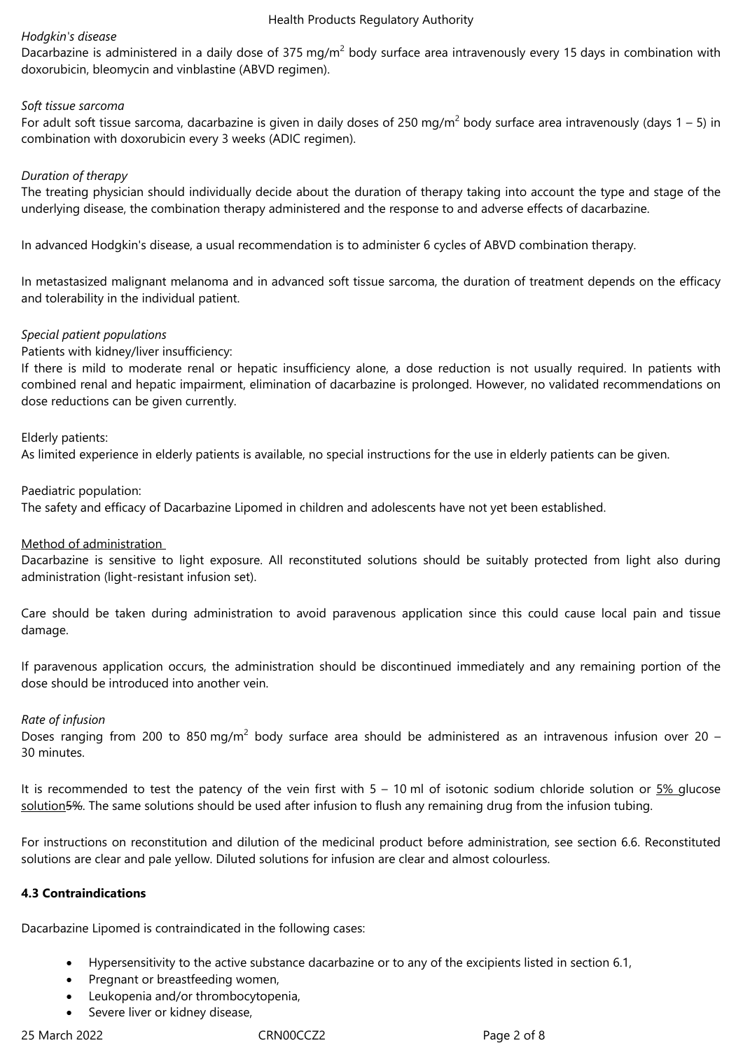*Hodgkin's disease*

Dacarbazine is administered in a daily dose of 375 mg/m$^2$ body surface area intravenously every 15 days in combination with doxorubicin, bleomycin and vinblastine (ABVD regimen).

*Soft tissue sarcoma*

For adult soft tissue sarcoma, dacarbazine is given in daily doses of 250 mg/m$^2$ body surface area intravenously (days 1 – 5) in combination with doxorubicin every 3 weeks (ADIC regimen).

*Duration of therapy*

The treating physician should individually decide about the duration of therapy taking into account the type and stage of the underlying disease, the combination therapy administered and the response to and adverse effects of dacarbazine.

In advanced Hodgkin's disease, a usual recommendation is to administer 6 cycles of ABVD combination therapy.

In metastasized malignant melanoma and in advanced soft tissue sarcoma, the duration of treatment depends on the efficacy and tolerability in the individual patient.

*Special patient populations*

Patients with kidney/liver insufficiency:

If there is mild to moderate renal or hepatic insufficiency alone, a dose reduction is not usually required. In patients with combined renal and hepatic impairment, elimination of dacarbazine is prolonged. However, no validated recommendations on dose reductions can be given currently.

Elderly patients:

As limited experience in elderly patients is available, no special instructions for the use in elderly patients can be given.

Paediatric population:

The safety and efficacy of Dacarbazine Lipomed in children and adolescents have not yet been established.

Method of administration

Dacarbazine is sensitive to light exposure. All reconstituted solutions should be suitably protected from light also during administration (light-resistant infusion set).

Care should be taken during administration to avoid paravenous application since this could cause local pain and tissue damage.

If paravenous application occurs, the administration should be discontinued immediately and any remaining portion of the dose should be introduced into another vein.

*Rate of infusion*

Doses ranging from 200 to 850 mg/m$^2$ body surface area should be administered as an intravenous infusion over 20 – 30 minutes.

It is recommended to test the patency of the vein first with 5 – 10 ml of isotonic sodium chloride solution or 5% glucose solution~~5%~~. The same solutions should be used after infusion to flush any remaining drug from the infusion tubing.

For instructions on reconstitution and dilution of the medicinal product before administration, see section 6.6. Reconstituted solutions are clear and pale yellow. Diluted solutions for infusion are clear and almost colourless.

**4.3 Contraindications**

Dacarbazine Lipomed is contraindicated in the following cases:

- Hypersensitivity to the active substance dacarbazine or to any of the excipients listed in section 6.1,
- Pregnant or breastfeeding women,
- Leukopenia and/or thrombocytopenia,
- Severe liver or kidney disease,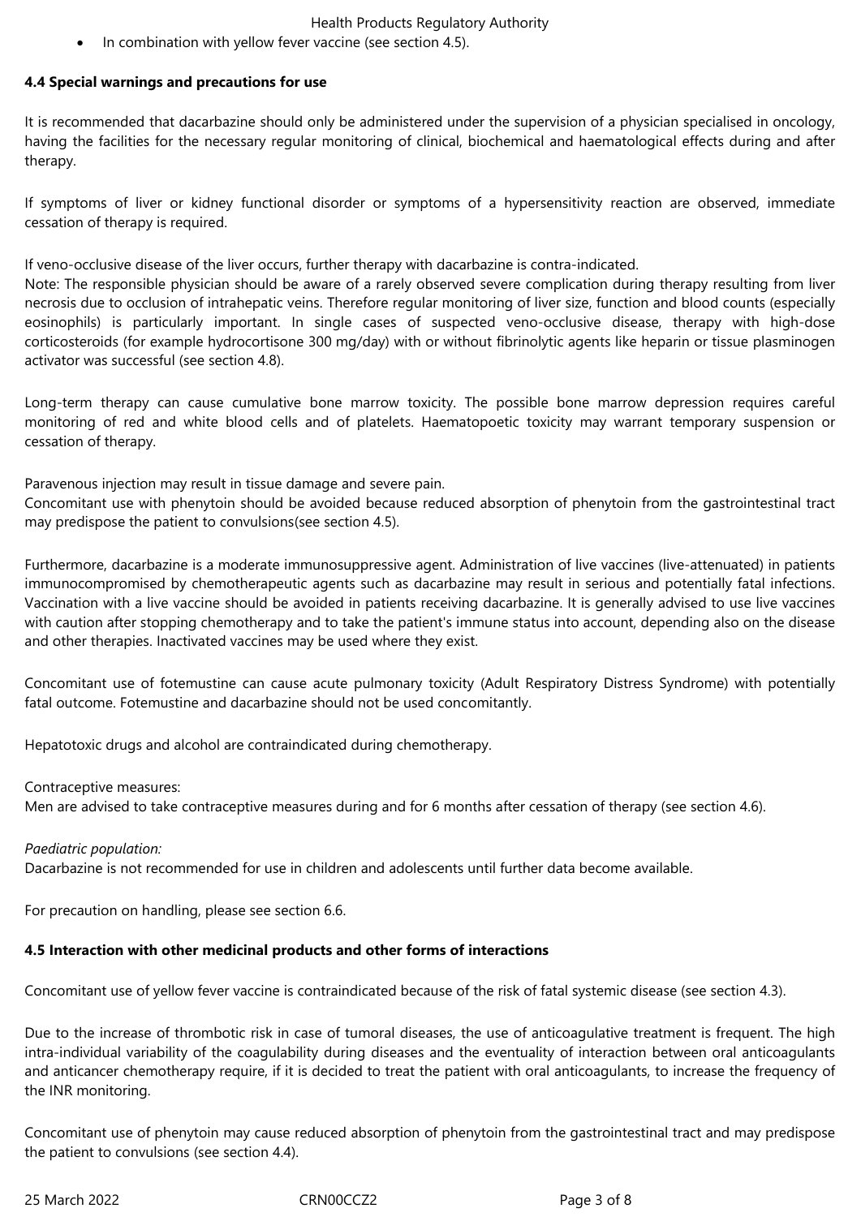- In combination with yellow fever vaccine (see section 4.5).

### 4.4 Special warnings and precautions for use

It is recommended that dacarbazine should only be administered under the supervision of a physician specialised in oncology, having the facilities for the necessary regular monitoring of clinical, biochemical and haematological effects during and after therapy.

If symptoms of liver or kidney functional disorder or symptoms of a hypersensitivity reaction are observed, immediate cessation of therapy is required.

If veno-occlusive disease of the liver occurs, further therapy with dacarbazine is contra-indicated.
Note: The responsible physician should be aware of a rarely observed severe complication during therapy resulting from liver necrosis due to occlusion of intrahepatic veins. Therefore regular monitoring of liver size, function and blood counts (especially eosinophils) is particularly important. In single cases of suspected veno-occlusive disease, therapy with high-dose corticosteroids (for example hydrocortisone 300 mg/day) with or without fibrinolytic agents like heparin or tissue plasminogen activator was successful (see section 4.8).

Long-term therapy can cause cumulative bone marrow toxicity. The possible bone marrow depression requires careful monitoring of red and white blood cells and of platelets. Haematopoetic toxicity may warrant temporary suspension or cessation of therapy.

Paravenous injection may result in tissue damage and severe pain.
Concomitant use with phenytoin should be avoided because reduced absorption of phenytoin from the gastrointestinal tract may predispose the patient to convulsions(see section 4.5).

Furthermore, dacarbazine is a moderate immunosuppressive agent. Administration of live vaccines (live-attenuated) in patients immunocompromised by chemotherapeutic agents such as dacarbazine may result in serious and potentially fatal infections. Vaccination with a live vaccine should be avoided in patients receiving dacarbazine. It is generally advised to use live vaccines with caution after stopping chemotherapy and to take the patient's immune status into account, depending also on the disease and other therapies. Inactivated vaccines may be used where they exist.

Concomitant use of fotemustine can cause acute pulmonary toxicity (Adult Respiratory Distress Syndrome) with potentially fatal outcome. Fotemustine and dacarbazine should not be used concomitantly.

Hepatotoxic drugs and alcohol are contraindicated during chemotherapy.

Contraceptive measures:
Men are advised to take contraceptive measures during and for 6 months after cessation of therapy (see section 4.6).

*Paediatric population:*
Dacarbazine is not recommended for use in children and adolescents until further data become available.

For precaution on handling, please see section 6.6.

### 4.5 Interaction with other medicinal products and other forms of interactions

Concomitant use of yellow fever vaccine is contraindicated because of the risk of fatal systemic disease (see section 4.3).

Due to the increase of thrombotic risk in case of tumoral diseases, the use of anticoagulative treatment is frequent. The high intra-individual variability of the coagulability during diseases and the eventuality of interaction between oral anticoagulants and anticancer chemotherapy require, if it is decided to treat the patient with oral anticoagulants, to increase the frequency of the INR monitoring.

Concomitant use of phenytoin may cause reduced absorption of phenytoin from the gastrointestinal tract and may predispose the patient to convulsions (see section 4.4).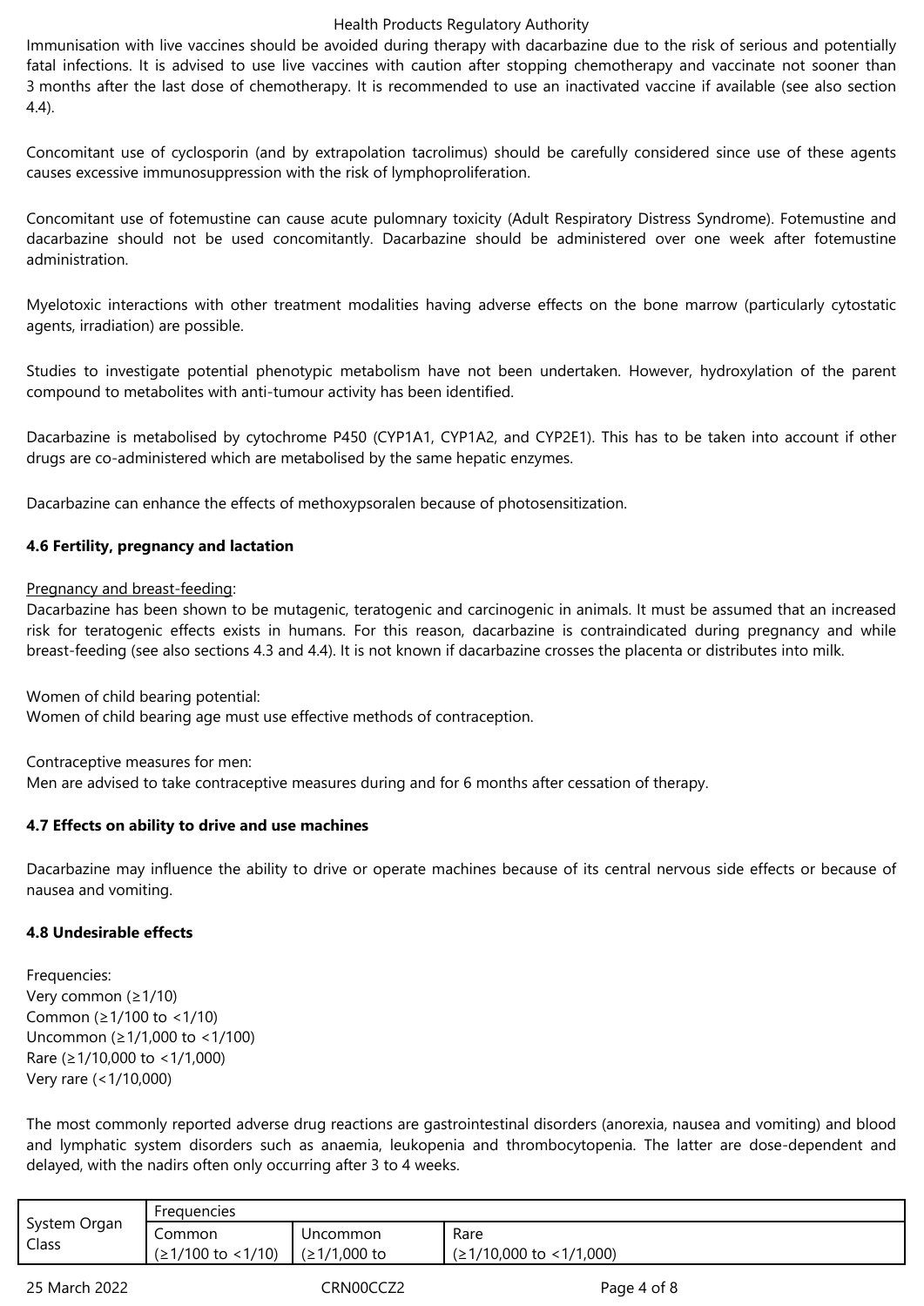Immunisation with live vaccines should be avoided during therapy with dacarbazine due to the risk of serious and potentially fatal infections. It is advised to use live vaccines with caution after stopping chemotherapy and vaccinate not sooner than 3 months after the last dose of chemotherapy. It is recommended to use an inactivated vaccine if available (see also section 4.4).

Concomitant use of cyclosporin (and by extrapolation tacrolimus) should be carefully considered since use of these agents causes excessive immunosuppression with the risk of lymphoproliferation.

Concomitant use of fotemustine can cause acute pulomnary toxicity (Adult Respiratory Distress Syndrome). Fotemustine and dacarbazine should not be used concomitantly. Dacarbazine should be administered over one week after fotemustine administration.

Myelotoxic interactions with other treatment modalities having adverse effects on the bone marrow (particularly cytostatic agents, irradiation) are possible.

Studies to investigate potential phenotypic metabolism have not been undertaken. However, hydroxylation of the parent compound to metabolites with anti-tumour activity has been identified.

Dacarbazine is metabolised by cytochrome P450 (CYP1A1, CYP1A2, and CYP2E1). This has to be taken into account if other drugs are co-administered which are metabolised by the same hepatic enzymes.

Dacarbazine can enhance the effects of methoxypsoralen because of photosensitization.

**4.6 Fertility, pregnancy and lactation**

Pregnancy and breast-feeding:
Dacarbazine has been shown to be mutagenic, teratogenic and carcinogenic in animals. It must be assumed that an increased risk for teratogenic effects exists in humans. For this reason, dacarbazine is contraindicated during pregnancy and while breast-feeding (see also sections 4.3 and 4.4). It is not known if dacarbazine crosses the placenta or distributes into milk.

Women of child bearing potential:
Women of child bearing age must use effective methods of contraception.

Contraceptive measures for men:
Men are advised to take contraceptive measures during and for 6 months after cessation of therapy.

**4.7 Effects on ability to drive and use machines**

Dacarbazine may influence the ability to drive or operate machines because of its central nervous side effects or because of nausea and vomiting.

**4.8 Undesirable effects**

Frequencies:
Very common (≥1/10)
Common (≥1/100 to <1/10)
Uncommon (≥1/1,000 to <1/100)
Rare (≥1/10,000 to <1/1,000)
Very rare (<1/10,000)

The most commonly reported adverse drug reactions are gastrointestinal disorders (anorexia, nausea and vomiting) and blood and lymphatic system disorders such as anaemia, leukopenia and thrombocytopenia. The latter are dose-dependent and delayed, with the nadirs often only occurring after 3 to 4 weeks.

| System Organ Class | Frequencies | | |
|---|---|---|---|
| | Common (≥1/100 to <1/10) | Uncommon (≥1/1,000 to | Rare (≥1/10,000 to <1/1,000) |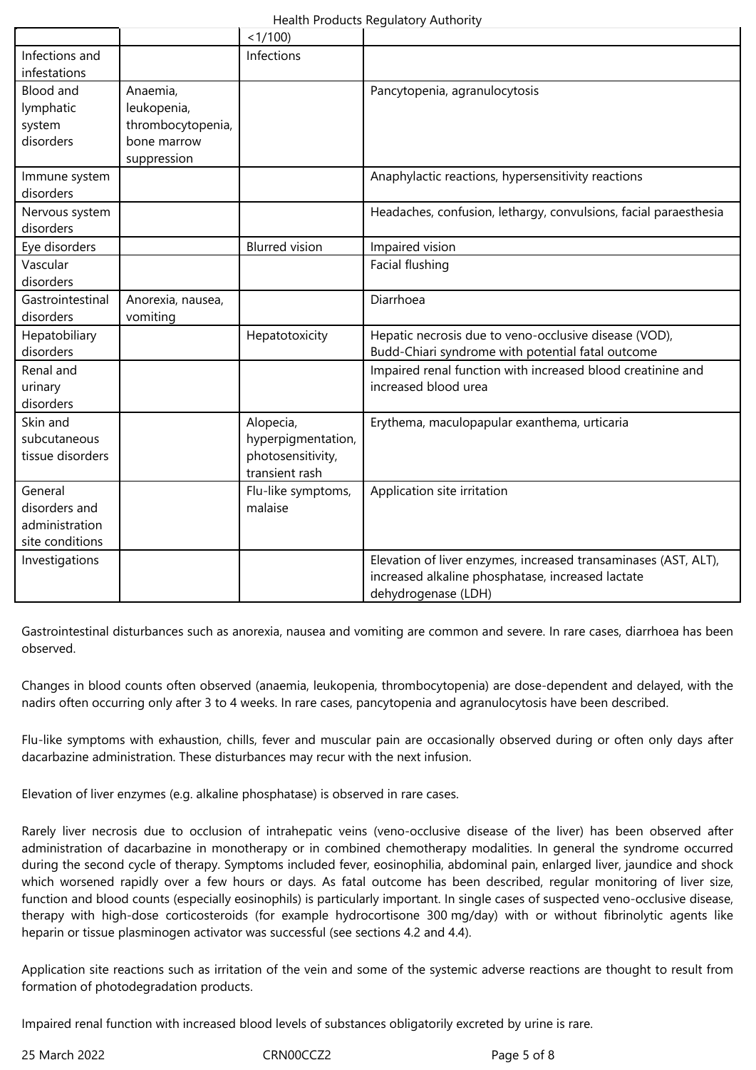| | | <1/100) | |
|---|---|---|---|
| Infections and infestations | | Infections | |
| Blood and lymphatic system disorders | Anaemia, leukopenia, thrombocytopenia, bone marrow suppression | | Pancytopenia, agranulocytosis |
| Immune system disorders | | | Anaphylactic reactions, hypersensitivity reactions |
| Nervous system disorders | | | Headaches, confusion, lethargy, convulsions, facial paraesthesia |
| Eye disorders | | Blurred vision | Impaired vision |
| Vascular disorders | | | Facial flushing |
| Gastrointestinal disorders | Anorexia, nausea, vomiting | | Diarrhoea |
| Hepatobiliary disorders | | Hepatotoxicity | Hepatic necrosis due to veno-occlusive disease (VOD), Budd-Chiari syndrome with potential fatal outcome |
| Renal and urinary disorders | | | Impaired renal function with increased blood creatinine and increased blood urea |
| Skin and subcutaneous tissue disorders | | Alopecia, hyperpigmentation, photosensitivity, transient rash | Erythema, maculopapular exanthema, urticaria |
| General disorders and administration site conditions | | Flu-like symptoms, malaise | Application site irritation |
| Investigations | | | Elevation of liver enzymes, increased transaminases (AST, ALT), increased alkaline phosphatase, increased lactate dehydrogenase (LDH) |

Gastrointestinal disturbances such as anorexia, nausea and vomiting are common and severe. In rare cases, diarrhoea has been observed.

Changes in blood counts often observed (anaemia, leukopenia, thrombocytopenia) are dose-dependent and delayed, with the nadirs often occurring only after 3 to 4 weeks. In rare cases, pancytopenia and agranulocytosis have been described.

Flu-like symptoms with exhaustion, chills, fever and muscular pain are occasionally observed during or often only days after dacarbazine administration. These disturbances may recur with the next infusion.

Elevation of liver enzymes (e.g. alkaline phosphatase) is observed in rare cases.

Rarely liver necrosis due to occlusion of intrahepatic veins (veno-occlusive disease of the liver) has been observed after administration of dacarbazine in monotherapy or in combined chemotherapy modalities. In general the syndrome occurred during the second cycle of therapy. Symptoms included fever, eosinophilia, abdominal pain, enlarged liver, jaundice and shock which worsened rapidly over a few hours or days. As fatal outcome has been described, regular monitoring of liver size, function and blood counts (especially eosinophils) is particularly important. In single cases of suspected veno-occlusive disease, therapy with high-dose corticosteroids (for example hydrocortisone 300 mg/day) with or without fibrinolytic agents like heparin or tissue plasminogen activator was successful (see sections 4.2 and 4.4).

Application site reactions such as irritation of the vein and some of the systemic adverse reactions are thought to result from formation of photodegradation products.

Impaired renal function with increased blood levels of substances obligatorily excreted by urine is rare.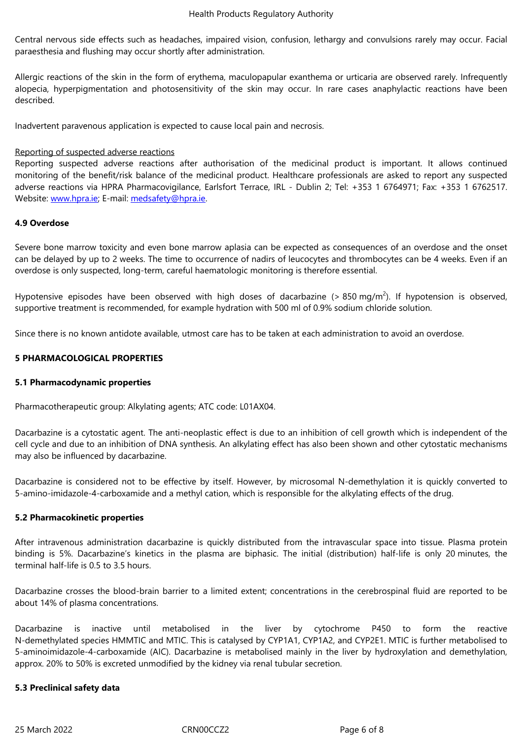Central nervous side effects such as headaches, impaired vision, confusion, lethargy and convulsions rarely may occur. Facial paraesthesia and flushing may occur shortly after administration.

Allergic reactions of the skin in the form of erythema, maculopapular exanthema or urticaria are observed rarely. Infrequently alopecia, hyperpigmentation and photosensitivity of the skin may occur. In rare cases anaphylactic reactions have been described.

Inadvertent paravenous application is expected to cause local pain and necrosis.

Reporting of suspected adverse reactions
Reporting suspected adverse reactions after authorisation of the medicinal product is important. It allows continued monitoring of the benefit/risk balance of the medicinal product. Healthcare professionals are asked to report any suspected adverse reactions via HPRA Pharmacovigilance, Earlsfort Terrace, IRL - Dublin 2; Tel: +353 1 6764971; Fax: +353 1 6762517. Website: www.hpra.ie; E-mail: medsafety@hpra.ie.

**4.9 Overdose**

Severe bone marrow toxicity and even bone marrow aplasia can be expected as consequences of an overdose and the onset can be delayed by up to 2 weeks. The time to occurrence of nadirs of leucocytes and thrombocytes can be 4 weeks. Even if an overdose is only suspected, long-term, careful haematologic monitoring is therefore essential.

Hypotensive episodes have been observed with high doses of dacarbazine (> 850 mg/m$^2$). If hypotension is observed, supportive treatment is recommended, for example hydration with 500 ml of 0.9% sodium chloride solution.

Since there is no known antidote available, utmost care has to be taken at each administration to avoid an overdose.

**5 PHARMACOLOGICAL PROPERTIES**

**5.1 Pharmacodynamic properties**

Pharmacotherapeutic group: Alkylating agents; ATC code: L01AX04.

Dacarbazine is a cytostatic agent. The anti-neoplastic effect is due to an inhibition of cell growth which is independent of the cell cycle and due to an inhibition of DNA synthesis. An alkylating effect has also been shown and other cytostatic mechanisms may also be influenced by dacarbazine.

Dacarbazine is considered not to be effective by itself. However, by microsomal N-demethylation it is quickly converted to 5-amino-imidazole-4-carboxamide and a methyl cation, which is responsible for the alkylating effects of the drug.

**5.2 Pharmacokinetic properties**

After intravenous administration dacarbazine is quickly distributed from the intravascular space into tissue. Plasma protein binding is 5%. Dacarbazine's kinetics in the plasma are biphasic. The initial (distribution) half-life is only 20 minutes, the terminal half-life is 0.5 to 3.5 hours.

Dacarbazine crosses the blood-brain barrier to a limited extent; concentrations in the cerebrospinal fluid are reported to be about 14% of plasma concentrations.

Dacarbazine is inactive until metabolised in the liver by cytochrome P450 to form the reactive N-demethylated species HMMTIC and MTIC. This is catalysed by CYP1A1, CYP1A2, and CYP2E1. MTIC is further metabolised to 5-aminoimidazole-4-carboxamide (AIC). Dacarbazine is metabolised mainly in the liver by hydroxylation and demethylation, approx. 20% to 50% is excreted unmodified by the kidney via renal tubular secretion.

**5.3 Preclinical safety data**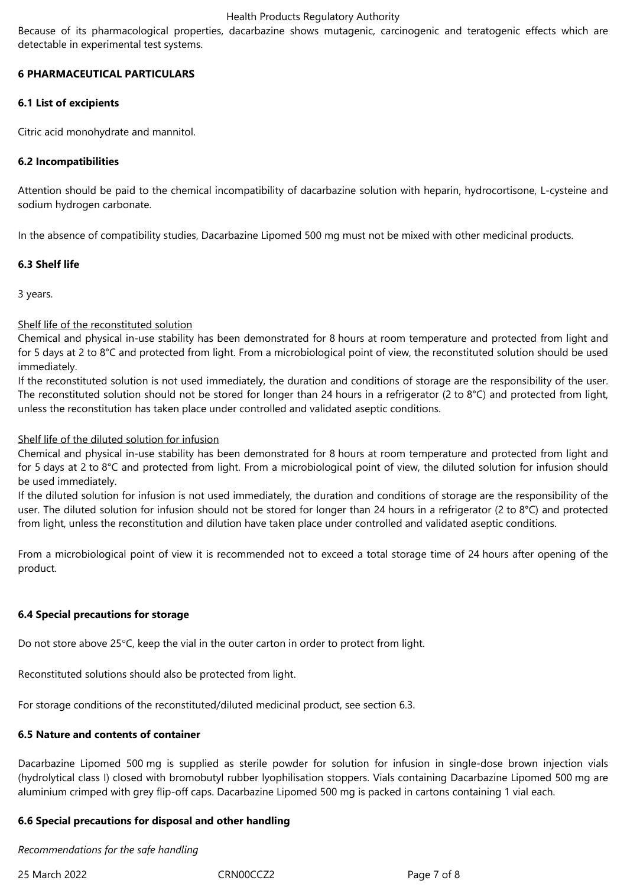Because of its pharmacological properties, dacarbazine shows mutagenic, carcinogenic and teratogenic effects which are detectable in experimental test systems.

## 6 PHARMACEUTICAL PARTICULARS

### 6.1 List of excipients

Citric acid monohydrate and mannitol.

### 6.2 Incompatibilities

Attention should be paid to the chemical incompatibility of dacarbazine solution with heparin, hydrocortisone, L-cysteine and sodium hydrogen carbonate.

In the absence of compatibility studies, Dacarbazine Lipomed 500 mg must not be mixed with other medicinal products.

### 6.3 Shelf life

3 years.

Shelf life of the reconstituted solution

Chemical and physical in-use stability has been demonstrated for 8 hours at room temperature and protected from light and for 5 days at 2 to 8°C and protected from light. From a microbiological point of view, the reconstituted solution should be used immediately.

If the reconstituted solution is not used immediately, the duration and conditions of storage are the responsibility of the user. The reconstituted solution should not be stored for longer than 24 hours in a refrigerator (2 to 8°C) and protected from light, unless the reconstitution has taken place under controlled and validated aseptic conditions.

Shelf life of the diluted solution for infusion

Chemical and physical in-use stability has been demonstrated for 8 hours at room temperature and protected from light and for 5 days at 2 to 8°C and protected from light. From a microbiological point of view, the diluted solution for infusion should be used immediately.

If the diluted solution for infusion is not used immediately, the duration and conditions of storage are the responsibility of the user. The diluted solution for infusion should not be stored for longer than 24 hours in a refrigerator (2 to 8°C) and protected from light, unless the reconstitution and dilution have taken place under controlled and validated aseptic conditions.

From a microbiological point of view it is recommended not to exceed a total storage time of 24 hours after opening of the product.

### 6.4 Special precautions for storage

Do not store above 25°C, keep the vial in the outer carton in order to protect from light.

Reconstituted solutions should also be protected from light.

For storage conditions of the reconstituted/diluted medicinal product, see section 6.3.

### 6.5 Nature and contents of container

Dacarbazine Lipomed 500 mg is supplied as sterile powder for solution for infusion in single-dose brown injection vials (hydrolytical class I) closed with bromobutyl rubber lyophilisation stoppers. Vials containing Dacarbazine Lipomed 500 mg are aluminium crimped with grey flip-off caps. Dacarbazine Lipomed 500 mg is packed in cartons containing 1 vial each.

### 6.6 Special precautions for disposal and other handling

*Recommendations for the safe handling*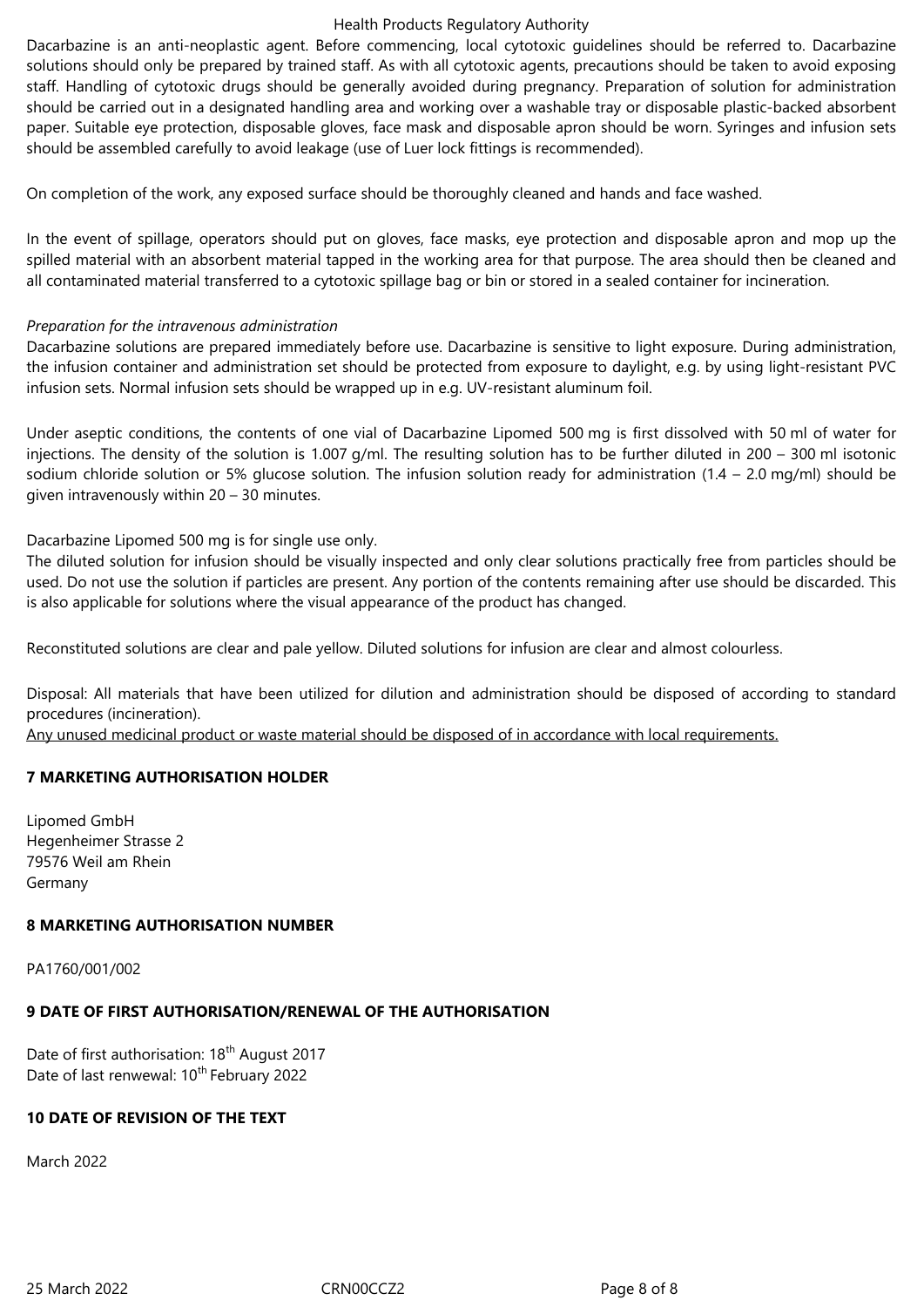Dacarbazine is an anti-neoplastic agent. Before commencing, local cytotoxic guidelines should be referred to. Dacarbazine solutions should only be prepared by trained staff. As with all cytotoxic agents, precautions should be taken to avoid exposing staff. Handling of cytotoxic drugs should be generally avoided during pregnancy. Preparation of solution for administration should be carried out in a designated handling area and working over a washable tray or disposable plastic-backed absorbent paper. Suitable eye protection, disposable gloves, face mask and disposable apron should be worn. Syringes and infusion sets should be assembled carefully to avoid leakage (use of Luer lock fittings is recommended).

On completion of the work, any exposed surface should be thoroughly cleaned and hands and face washed.

In the event of spillage, operators should put on gloves, face masks, eye protection and disposable apron and mop up the spilled material with an absorbent material tapped in the working area for that purpose. The area should then be cleaned and all contaminated material transferred to a cytotoxic spillage bag or bin or stored in a sealed container for incineration.

*Preparation for the intravenous administration*

Dacarbazine solutions are prepared immediately before use. Dacarbazine is sensitive to light exposure. During administration, the infusion container and administration set should be protected from exposure to daylight, e.g. by using light-resistant PVC infusion sets. Normal infusion sets should be wrapped up in e.g. UV-resistant aluminum foil.

Under aseptic conditions, the contents of one vial of Dacarbazine Lipomed 500 mg is first dissolved with 50 ml of water for injections. The density of the solution is 1.007 g/ml. The resulting solution has to be further diluted in 200 – 300 ml isotonic sodium chloride solution or 5% glucose solution. The infusion solution ready for administration (1.4 – 2.0 mg/ml) should be given intravenously within 20 – 30 minutes.

Dacarbazine Lipomed 500 mg is for single use only.

The diluted solution for infusion should be visually inspected and only clear solutions practically free from particles should be used. Do not use the solution if particles are present. Any portion of the contents remaining after use should be discarded. This is also applicable for solutions where the visual appearance of the product has changed.

Reconstituted solutions are clear and pale yellow. Diluted solutions for infusion are clear and almost colourless.

Disposal: All materials that have been utilized for dilution and administration should be disposed of according to standard procedures (incineration).

Any unused medicinal product or waste material should be disposed of in accordance with local requirements.

## 7 MARKETING AUTHORISATION HOLDER

Lipomed GmbH
Hegenheimer Strasse 2
79576 Weil am Rhein
Germany

## 8 MARKETING AUTHORISATION NUMBER

PA1760/001/002

## 9 DATE OF FIRST AUTHORISATION/RENEWAL OF THE AUTHORISATION

Date of first authorisation: 18th August 2017
Date of last renwewal: 10th February 2022

## 10 DATE OF REVISION OF THE TEXT

March 2022